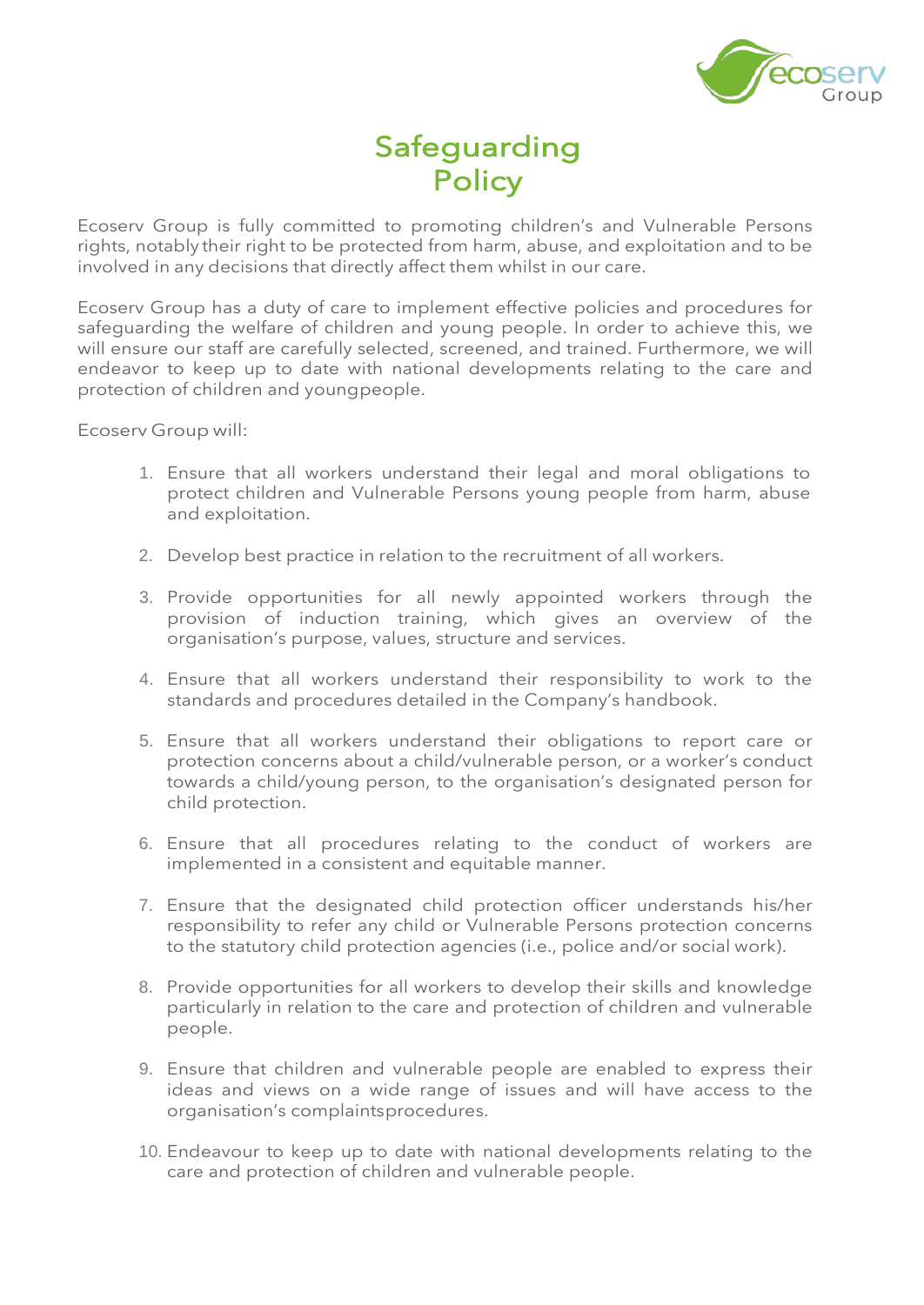# Safeguarding Policy

Ecoserv Group is fully committed to promoting children's and Vulnerable Persons rights, notably their right to be protected from harm, abuse, and exploitation and to be involved in any decisions that directly affect them whilst in our care.

Ecoserv Group has a duty of care to implement effective policies and procedures for safeguarding the welfare of children and young people. In order to achieve this, we will ensure our staff are carefully selected, screened, and trained. Furthermore, we will endeavor to keep up to date with national developments relating to the care and protection of children and youngpeople.

Ecoserv Group will:

1. Ensure that all workers understand their legal and moral obligations to protect children and Vulnerable Persons young people from harm, abuse and exploitation.
2. Develop best practice in relation to the recruitment of all workers.
3. Provide opportunities for all newly appointed workers through the provision of induction training, which gives an overview of the organisation's purpose, values, structure and services.
4. Ensure that all workers understand their responsibility to work to the standards and procedures detailed in the Company's handbook.
5. Ensure that all workers understand their obligations to report care or protection concerns about a child/vulnerable person, or a worker's conduct towards a child/young person, to the organisation's designated person for child protection.
6. Ensure that all procedures relating to the conduct of workers are implemented in a consistent and equitable manner.
7. Ensure that the designated child protection officer understands his/her responsibility to refer any child or Vulnerable Persons protection concerns to the statutory child protection agencies (i.e., police and/or social work).
8. Provide opportunities for all workers to develop their skills and knowledge particularly in relation to the care and protection of children and vulnerable people.
9. Ensure that children and vulnerable people are enabled to express their ideas and views on a wide range of issues and will have access to the organisation's complaintsprocedures.
10. Endeavour to keep up to date with national developments relating to the care and protection of children and vulnerable people.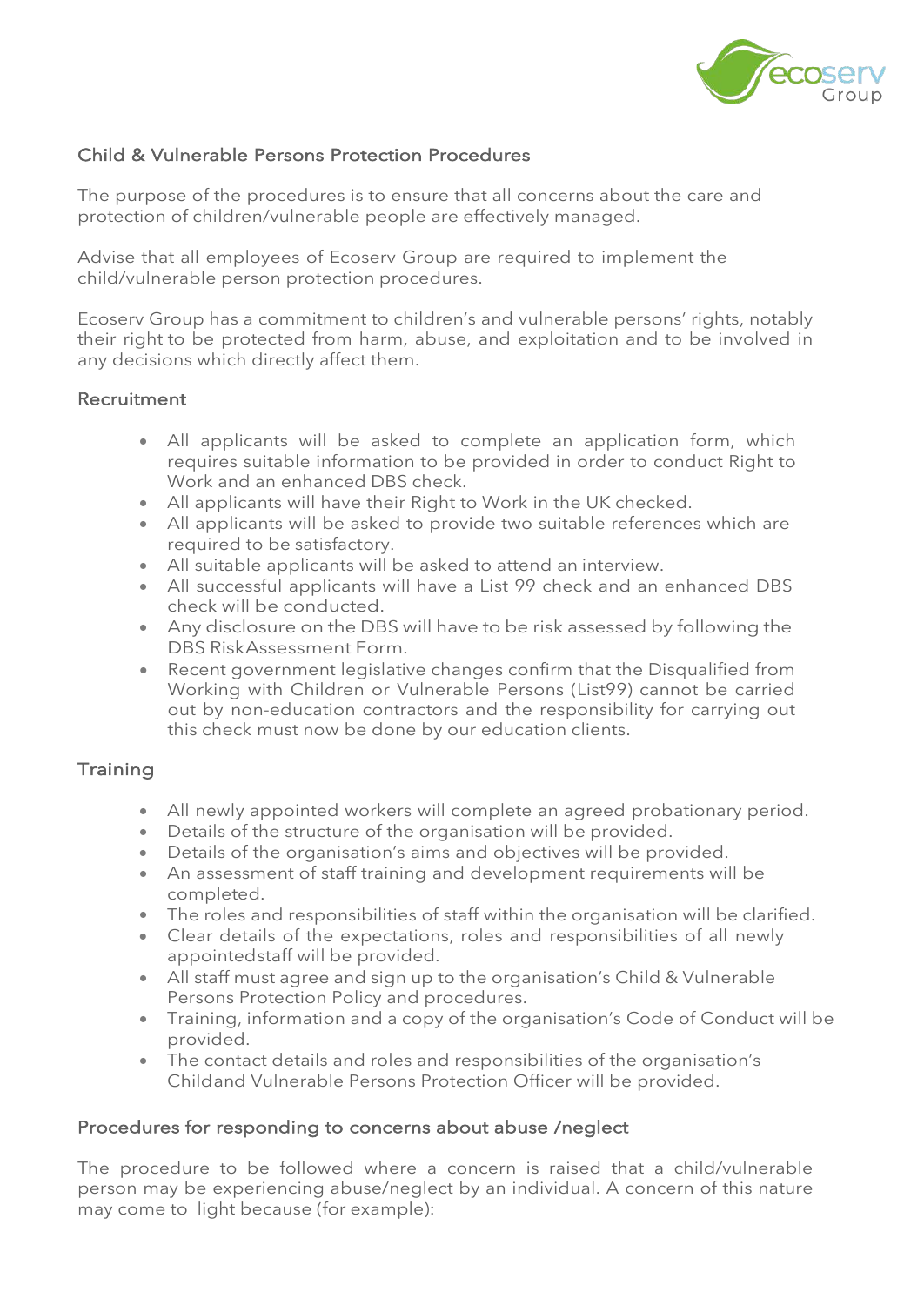## Child & Vulnerable Persons Protection Procedures

The purpose of the procedures is to ensure that all concerns about the care and protection of children/vulnerable people are effectively managed.

Advise that all employees of Ecoserv Group are required to implement the child/vulnerable person protection procedures.

Ecoserv Group has a commitment to children's and vulnerable persons' rights, notably their right to be protected from harm, abuse, and exploitation and to be involved in any decisions which directly affect them.

### Recruitment

- All applicants will be asked to complete an application form, which requires suitable information to be provided in order to conduct Right to Work and an enhanced DBS check.
- All applicants will have their Right to Work in the UK checked.
- All applicants will be asked to provide two suitable references which are required to be satisfactory.
- All suitable applicants will be asked to attend an interview.
- All successful applicants will have a List 99 check and an enhanced DBS check will be conducted.
- Any disclosure on the DBS will have to be risk assessed by following the DBS RiskAssessment Form.
- Recent government legislative changes confirm that the Disqualified from Working with Children or Vulnerable Persons (List99) cannot be carried out by non-education contractors and the responsibility for carrying out this check must now be done by our education clients.

### Training

- All newly appointed workers will complete an agreed probationary period.
- Details of the structure of the organisation will be provided.
- Details of the organisation's aims and objectives will be provided.
- An assessment of staff training and development requirements will be completed.
- The roles and responsibilities of staff within the organisation will be clarified.
- Clear details of the expectations, roles and responsibilities of all newly appointedstaff will be provided.
- All staff must agree and sign up to the organisation's Child & Vulnerable Persons Protection Policy and procedures.
- Training, information and a copy of the organisation's Code of Conduct will be provided.
- The contact details and roles and responsibilities of the organisation's Childand Vulnerable Persons Protection Officer will be provided.

### Procedures for responding to concerns about abuse /neglect

The procedure to be followed where a concern is raised that a child/vulnerable person may be experiencing abuse/neglect by an individual. A concern of this nature may come to light because (for example):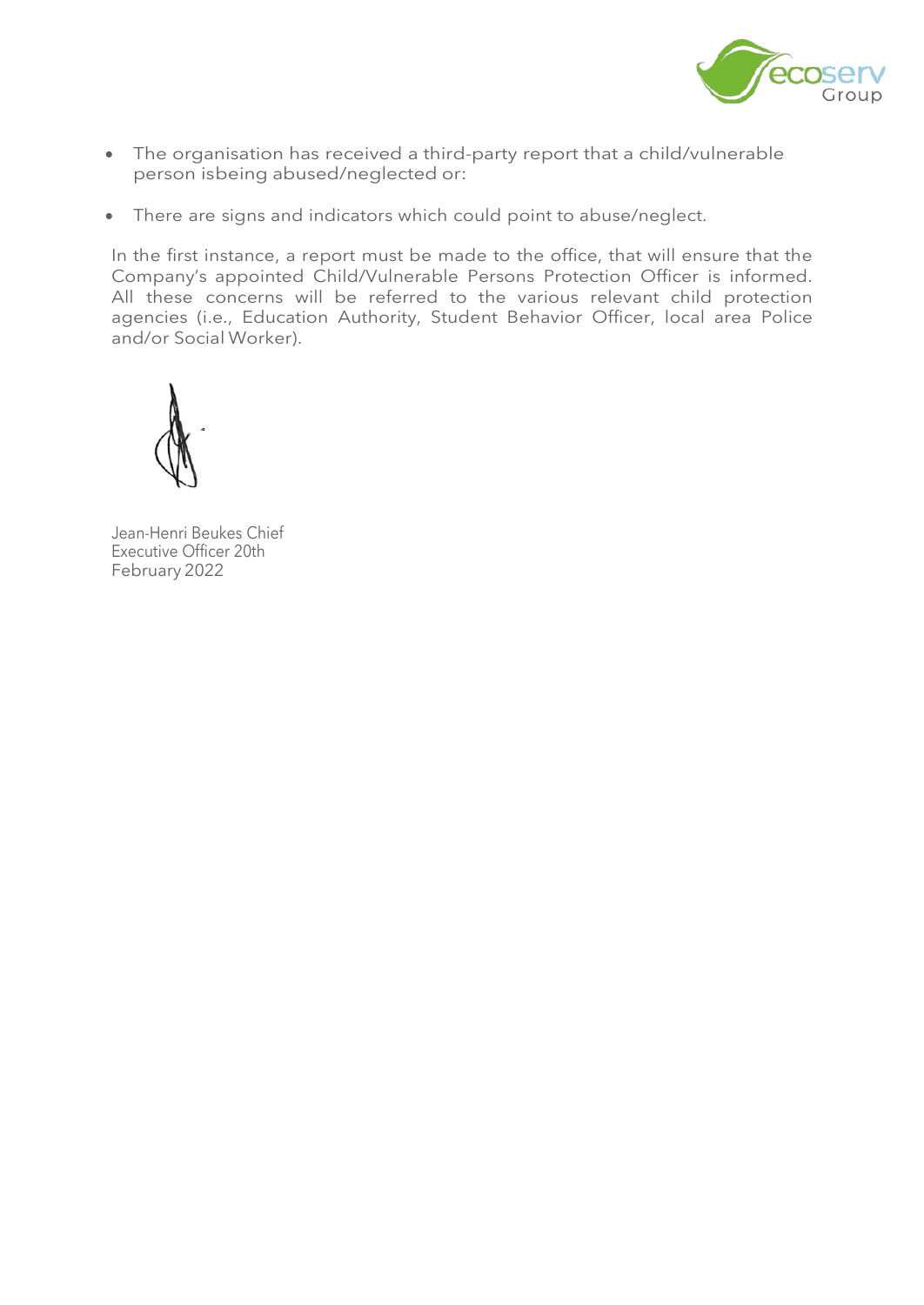- The organisation has received a third-party report that a child/vulnerable person isbeing abused/neglected or:

- There are signs and indicators which could point to abuse/neglect.

In the first instance, a report must be made to the office, that will ensure that the Company's appointed Child/Vulnerable Persons Protection Officer is informed. All these concerns will be referred to the various relevant child protection agencies (i.e., Education Authority, Student Behavior Officer, local area Police and/or Social Worker).

Jean-Henri Beukes Chief Executive Officer 20th February 2022